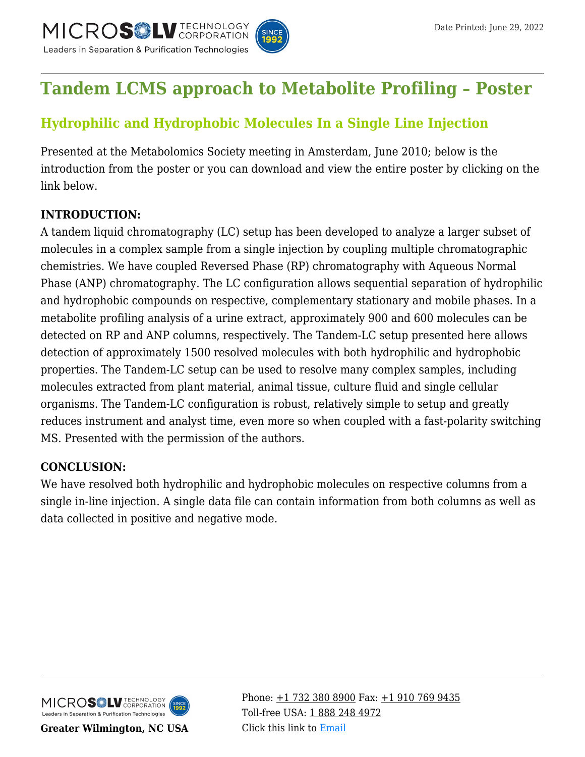# Tandem LCMS approach to Metabolite Profiling – Poster

## Hydrophilic and Hydrophobic Molecules In a Single Line Injection

Presented at the Metabolomics Society meeting in Amsterdam, June 2010; below is the introduction from the poster or you can download and view the entire poster by clicking on the link below.

**INTRODUCTION:**

A tandem liquid chromatography (LC) setup has been developed to analyze a larger subset of molecules in a complex sample from a single injection by coupling multiple chromatographic chemistries. We have coupled Reversed Phase (RP) chromatography with Aqueous Normal Phase (ANP) chromatography. The LC configuration allows sequential separation of hydrophilic and hydrophobic compounds on respective, complementary stationary and mobile phases. In a metabolite profiling analysis of a urine extract, approximately 900 and 600 molecules can be detected on RP and ANP columns, respectively. The Tandem-LC setup presented here allows detection of approximately 1500 resolved molecules with both hydrophilic and hydrophobic properties. The Tandem-LC setup can be used to resolve many complex samples, including molecules extracted from plant material, animal tissue, culture fluid and single cellular organisms. The Tandem-LC configuration is robust, relatively simple to setup and greatly reduces instrument and analyst time, even more so when coupled with a fast-polarity switching MS. Presented with the permission of the authors.

**CONCLUSION:**

We have resolved both hydrophilic and hydrophobic molecules on respective columns from a single in-line injection. A single data file can contain information from both columns as well as data collected in positive and negative mode.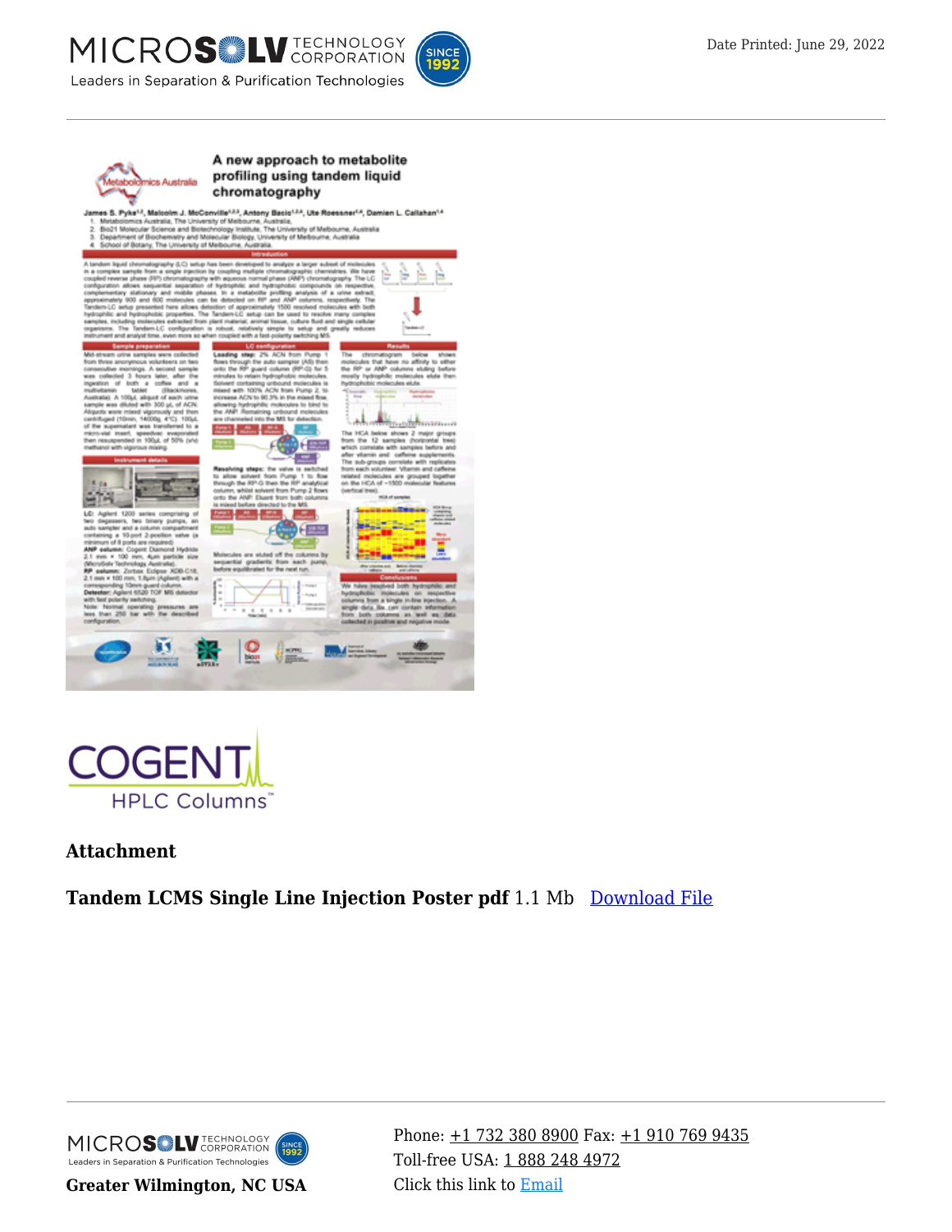**Attachment**

**Tandem LCMS Single Line Injection Poster pdf** 1.1 Mb [Download File](Download File)